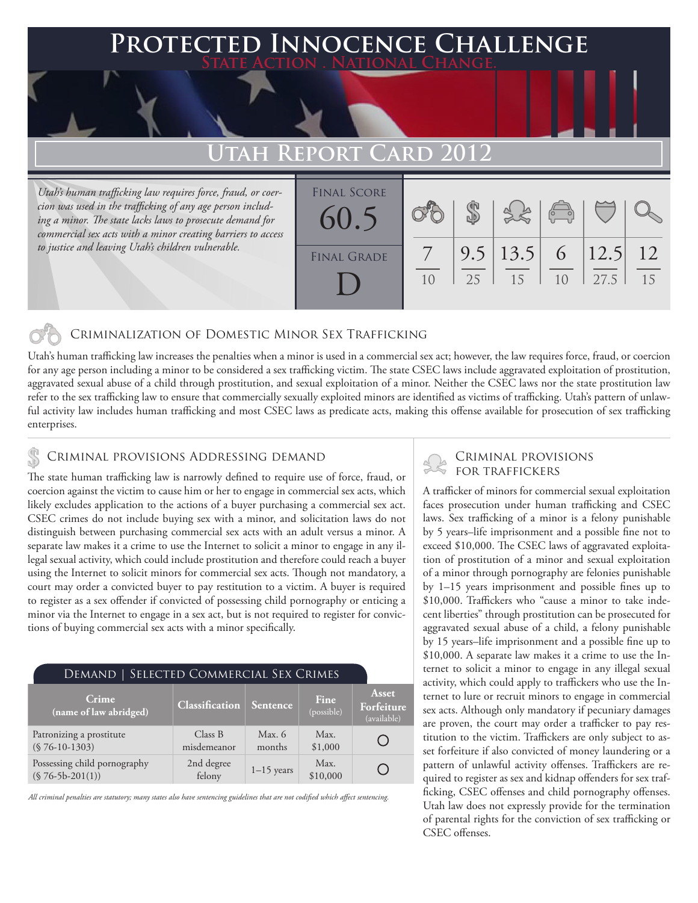# Protected Innocence Challenge

State Action . National Change.

## Utah Report Card 2012

*Utah's human trafficking law requires force, fraud, or coercion was used in the trafficking of any age person including a minor. The state lacks laws to prosecute demand for commercial sex acts with a minor creating barriers to access to justice and leaving Utah's children vulnerable.*

| Final Score | | | | | | |
|---|---|---|---|---|---|---|
| 60.5 | 7/10 | 9.5/25 | 13.5/15 | 6/10 | 12.5/27.5 | 12/15 |
| **Final Grade** | | | | | | |
| D | | | | | | |

### Criminalization of Domestic Minor Sex Trafficking

Utah's human trafficking law increases the penalties when a minor is used in a commercial sex act; however, the law requires force, fraud, or coercion for any age person including a minor to be considered a sex trafficking victim. The state CSEC laws include aggravated exploitation of prostitution, aggravated sexual abuse of a child through prostitution, and sexual exploitation of a minor. Neither the CSEC laws nor the state prostitution law refer to the sex trafficking law to ensure that commercially sexually exploited minors are identified as victims of trafficking. Utah's pattern of unlawful activity law includes human trafficking and most CSEC laws as predicate acts, making this offense available for prosecution of sex trafficking enterprises.

### Criminal provisions Addressing demand

The state human trafficking law is narrowly defined to require use of force, fraud, or coercion against the victim to cause him or her to engage in commercial sex acts, which likely excludes application to the actions of a buyer purchasing a commercial sex act. CSEC crimes do not include buying sex with a minor, and solicitation laws do not distinguish between purchasing commercial sex acts with an adult versus a minor. A separate law makes it a crime to use the Internet to solicit a minor to engage in any illegal sexual activity, which could include prostitution and therefore could reach a buyer using the Internet to solicit minors for commercial sex acts. Though not mandatory, a court may order a convicted buyer to pay restitution to a victim. A buyer is required to register as a sex offender if convicted of possessing child pornography or enticing a minor via the Internet to engage in a sex act, but is not required to register for convictions of buying commercial sex acts with a minor specifically.

#### Demand | Selected Commercial Sex Crimes

| Crime (name of law abridged) | Classification | Sentence | Fine (possible) | Asset Forfeiture (available) |
|---|---|---|---|---|
| Patronizing a prostitute (§ 76-10-1303) | Class B misdemeanor | Max. 6 months | Max. $1,000 | ○ |
| Possessing child pornography (§ 76-5b-201(1)) | 2nd degree felony | 1–15 years | Max. $10,000 | ○ |

*All criminal penalties are statutory; many states also have sentencing guidelines that are not codified which affect sentencing.*

### Criminal provisions for traffickers

A trafficker of minors for commercial sexual exploitation faces prosecution under human trafficking and CSEC laws. Sex trafficking of a minor is a felony punishable by 5 years–life imprisonment and a possible fine not to exceed $10,000. The CSEC laws of aggravated exploitation of prostitution of a minor and sexual exploitation of a minor through pornography are felonies punishable by 1–15 years imprisonment and possible fines up to $10,000. Traffickers who "cause a minor to take indecent liberties" through prostitution can be prosecuted for aggravated sexual abuse of a child, a felony punishable by 15 years–life imprisonment and a possible fine up to $10,000. A separate law makes it a crime to use the Internet to solicit a minor to engage in any illegal sexual activity, which could apply to traffickers who use the Internet to lure or recruit minors to engage in commercial sex acts. Although only mandatory if pecuniary damages are proven, the court may order a trafficker to pay restitution to the victim. Traffickers are only subject to asset forfeiture if also convicted of money laundering or a pattern of unlawful activity offenses. Traffickers are required to register as sex and kidnap offenders for sex trafficking, CSEC offenses and child pornography offenses. Utah law does not expressly provide for the termination of parental rights for the conviction of sex trafficking or CSEC offenses.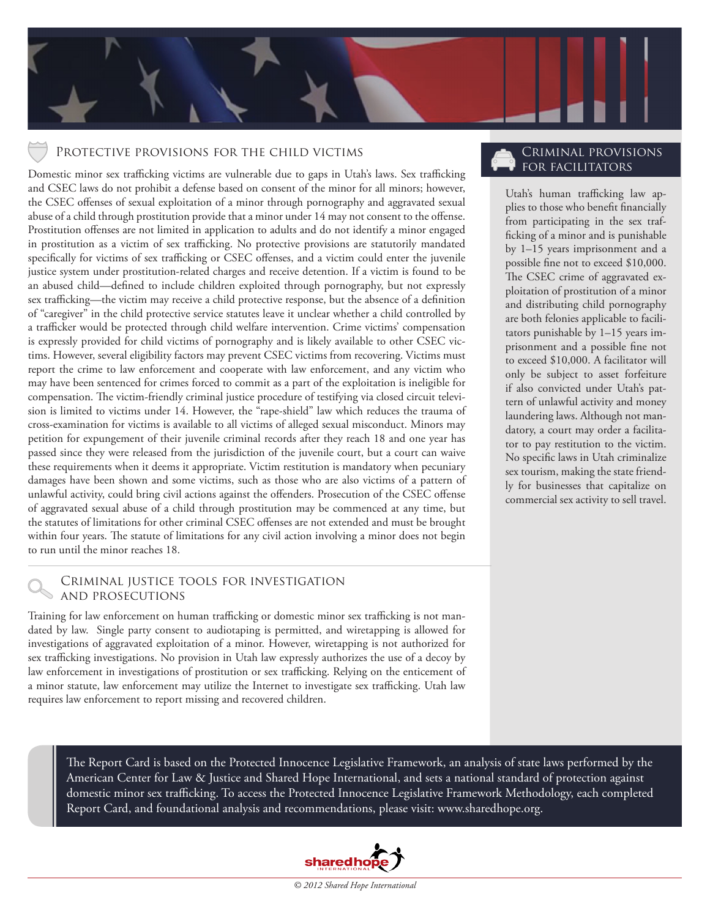## Protective provisions for the child victims

Domestic minor sex trafficking victims are vulnerable due to gaps in Utah's laws. Sex trafficking and CSEC laws do not prohibit a defense based on consent of the minor for all minors; however, the CSEC offenses of sexual exploitation of a minor through pornography and aggravated sexual abuse of a child through prostitution provide that a minor under 14 may not consent to the offense. Prostitution offenses are not limited in application to adults and do not identify a minor engaged in prostitution as a victim of sex trafficking. No protective provisions are statutorily mandated specifically for victims of sex trafficking or CSEC offenses, and a victim could enter the juvenile justice system under prostitution-related charges and receive detention. If a victim is found to be an abused child—defined to include children exploited through pornography, but not expressly sex trafficking—the victim may receive a child protective response, but the absence of a definition of "caregiver" in the child protective service statutes leave it unclear whether a child controlled by a trafficker would be protected through child welfare intervention. Crime victims' compensation is expressly provided for child victims of pornography and is likely available to other CSEC victims. However, several eligibility factors may prevent CSEC victims from recovering. Victims must report the crime to law enforcement and cooperate with law enforcement, and any victim who may have been sentenced for crimes forced to commit as a part of the exploitation is ineligible for compensation. The victim-friendly criminal justice procedure of testifying via closed circuit television is limited to victims under 14. However, the "rape-shield" law which reduces the trauma of cross-examination for victims is available to all victims of alleged sexual misconduct. Minors may petition for expungement of their juvenile criminal records after they reach 18 and one year has passed since they were released from the jurisdiction of the juvenile court, but a court can waive these requirements when it deems it appropriate. Victim restitution is mandatory when pecuniary damages have been shown and some victims, such as those who are also victims of a pattern of unlawful activity, could bring civil actions against the offenders. Prosecution of the CSEC offense of aggravated sexual abuse of a child through prostitution may be commenced at any time, but the statutes of limitations for other criminal CSEC offenses are not extended and must be brought within four years. The statute of limitations for any civil action involving a minor does not begin to run until the minor reaches 18.

## Criminal justice tools for investigation and prosecutions

Training for law enforcement on human trafficking or domestic minor sex trafficking is not mandated by law. Single party consent to audiotaping is permitted, and wiretapping is allowed for investigations of aggravated exploitation of a minor. However, wiretapping is not authorized for sex trafficking investigations. No provision in Utah law expressly authorizes the use of a decoy by law enforcement in investigations of prostitution or sex trafficking. Relying on the enticement of a minor statute, law enforcement may utilize the Internet to investigate sex trafficking. Utah law requires law enforcement to report missing and recovered children.

## Criminal provisions for facilitators

Utah's human trafficking law applies to those who benefit financially from participating in the sex trafficking of a minor and is punishable by 1–15 years imprisonment and a possible fine not to exceed $10,000. The CSEC crime of aggravated exploitation of prostitution of a minor and distributing child pornography are both felonies applicable to facilitators punishable by 1–15 years imprisonment and a possible fine not to exceed $10,000. A facilitator will only be subject to asset forfeiture if also convicted under Utah's pattern of unlawful activity and money laundering laws. Although not mandatory, a court may order a facilitator to pay restitution to the victim. No specific laws in Utah criminalize sex tourism, making the state friendly for businesses that capitalize on commercial sex activity to sell travel.

The Report Card is based on the Protected Innocence Legislative Framework, an analysis of state laws performed by the American Center for Law & Justice and Shared Hope International, and sets a national standard of protection against domestic minor sex trafficking. To access the Protected Innocence Legislative Framework Methodology, each completed Report Card, and foundational analysis and recommendations, please visit: www.sharedhope.org.

sharedhope INTERNATIONAL

*© 2012 Shared Hope International*